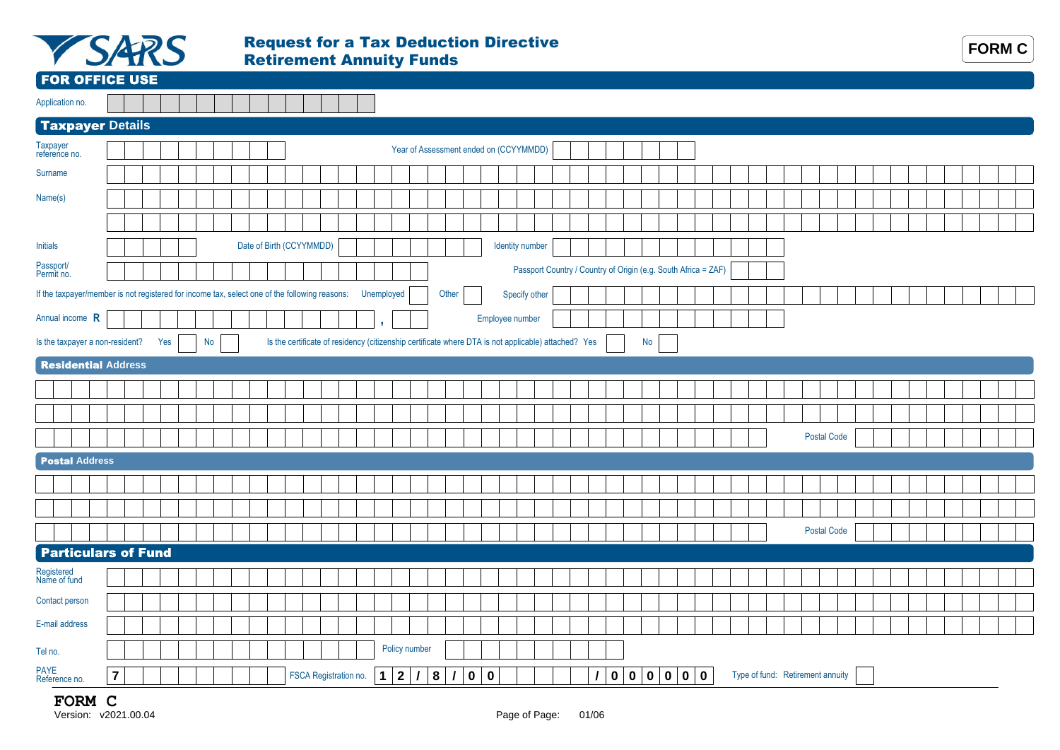SARS

# Request for a Tax Deduction Directive Retirement Annuity Funds

**FORM C**

## FOR OFFICE USE

Application no.

## Taxpayer Details

Taxpayer reference no.

Year of Assessment ended on (CCYYMMDD)

Surname

Name(s)

Initials

Date of Birth (CCYYMMDD)

Identity number

Passport/ Permit no.

Passport Country / Country of Origin (e.g. South Africa = ZAF)

If the taxpayer/member is not registered for income tax, select one of the following reasons: Unemployed Other Specify other

Annual income **R** ,

Employee number

Is the taxpayer a non-resident? Yes No

Is the certificate of residency (citizenship certificate where DTA is not applicable) attached? Yes No

## Residential Address

Postal Code

## Postal Address

Postal Code

## Particulars of Fund

Registered Name of fund

Contact person

E-mail address

Tel no.

Policy number

PAYE Reference no. **7**

FSCA Registration no. **1 2 / 8 / 0 0** **/ 0 0 0 0 0 0**

Type of fund: Retirement annuity

**FORM C**

Version: v2021.00.04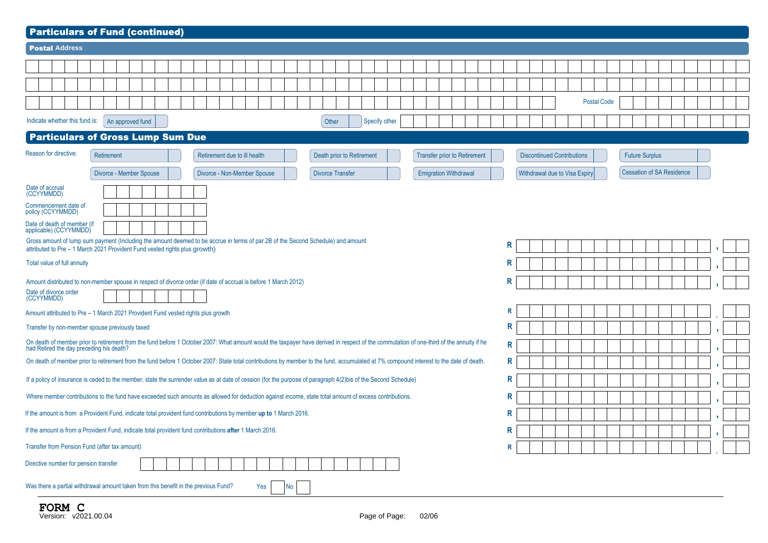## Particulars of Fund (continued)

### Postal Address

| | | |
|---|---|---|
| | | |
| | | |
| | Postal Code | |

Indicate whether this fund is: An approved fund ☐ Other ☐ Specify other

## Particulars of Gross Lump Sum Due

Reason for directive:

- Retirement ☐
- Retirement due to ill health ☐
- Death prior to Retirement ☐
- Transfer prior to Retirement ☐
- Discontinued Contributions ☐
- Future Surplus ☐
- Divorce - Member Spouse ☐
- Divorce - Non-Member Spouse ☐
- Divorce Transfer ☐
- Emigration Withdrawal ☐
- Withdrawal due to Visa Expiry ☐
- Cessation of SA Residence ☐

Date of accrual (CCYYMMDD)

Commencement date of policy (CCYYMMDD)

Date of death of member (if applicable) (CCYYMMDD)

| Item | Amount |
|---|---|
| Gross amount of lump sum payment (Including the amount deemed to be accrue in terms of par 2B of the Second Schedule) and amount attributed to Pre – 1 March 2021 Provident Fund vested rights plus growth) | R , |
| Total value of full annuity | R , |
| Amount distributed to non-member spouse in respect of divorce order (if date of accrual is before 1 March 2012) | R , |

Date of divorce order (CCYYMMDD)

| Item | Amount |
|---|---|
| Amount attributed to Pre – 1 March 2021 Provident Fund vested rights plus growth | R , |
| Transfer by non-member spouse previously taxed | R , |
| On death of member prior to retirement from the fund before 1 October 2007: What amount would the taxpayer have derived in respect of the commutation of one-third of the annuity if he had Retired the day preceding his death? | R , |
| On death of member prior to retirement from the fund before 1 October 2007: State total contributions by member to the fund, accumulated at 7% compound interest to the date of death. | R , |
| If a policy of insurance is ceded to the member, state the surrender value as at date of cession (for the purpose of paragraph 4(2)bis of the Second Schedule) | R , |
| Where member contributions to the fund have exceeded such amounts as allowed for deduction against income, state total amount of excess contributions. | R , |
| If the amount is from a Provident Fund, indicate total provident fund contributions by member **up to** 1 March 2016. | R , |
| If the amount is from a Provident Fund, indicate total provident fund contributions **after** 1 March 2016. | R , |
| Transfer from Pension Fund (after tax amount) | R , |

Directive number for pension transfer

Was there a partial withdrawal amount taken from this benefit in the previous Fund? Yes ☐ No ☐

**FORM C**
Version: v2021.00.04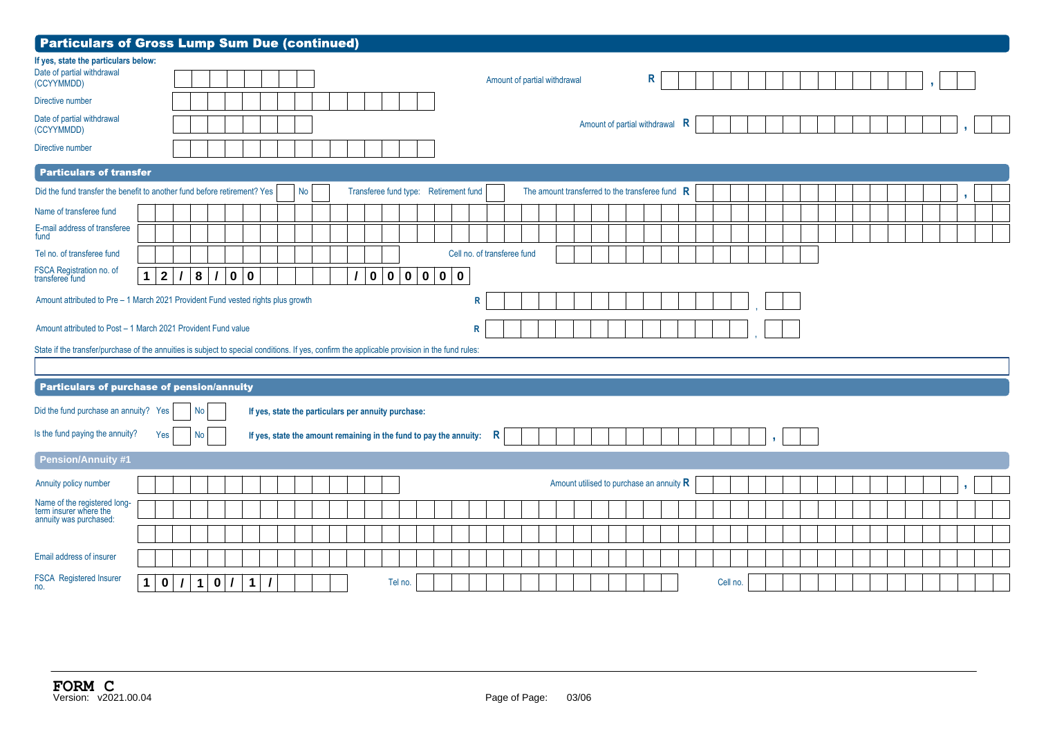## Particulars of Gross Lump Sum Due (continued)

**If yes, state the particulars below:**

Date of partial withdrawal (CCYYMMDD) | Amount of partial withdrawal R ,

Directive number

Date of partial withdrawal (CCYYMMDD) | Amount of partial withdrawal R ,

Directive number

### Particulars of transfer

Did the fund transfer the benefit to another fund before retirement? Yes No | Transferee fund type: Retirement fund | The amount transferred to the transferee fund R ,

Name of transferee fund

E-mail address of transferee fund

Tel no. of transferee fund | Cell no. of transferee fund

FSCA Registration no. of transferee fund: 1 2 / 8 / 0 0 / 0 0 0 0 0 0

Amount attributed to Pre – 1 March 2021 Provident Fund vested rights plus growth R ,

Amount attributed to Post – 1 March 2021 Provident Fund value R ,

State if the transfer/purchase of the annuities is subject to special conditions. If yes, confirm the applicable provision in the fund rules:

### Particulars of purchase of pension/annuity

Did the fund purchase an annuity? Yes No | **If yes, state the particulars per annuity purchase:**

Is the fund paying the annuity? Yes No | **If yes, state the amount remaining in the fund to pay the annuity:** R ,

#### Pension/Annuity #1

Annuity policy number | Amount utilised to purchase an annuity R ,

Name of the registered long-term insurer where the annuity was purchased:

Email address of insurer

FSCA Registered Insurer no.: 1 0 / 1 0 / 1 / | Tel no. | Cell no.

**FORM C**
Version: v2021.00.04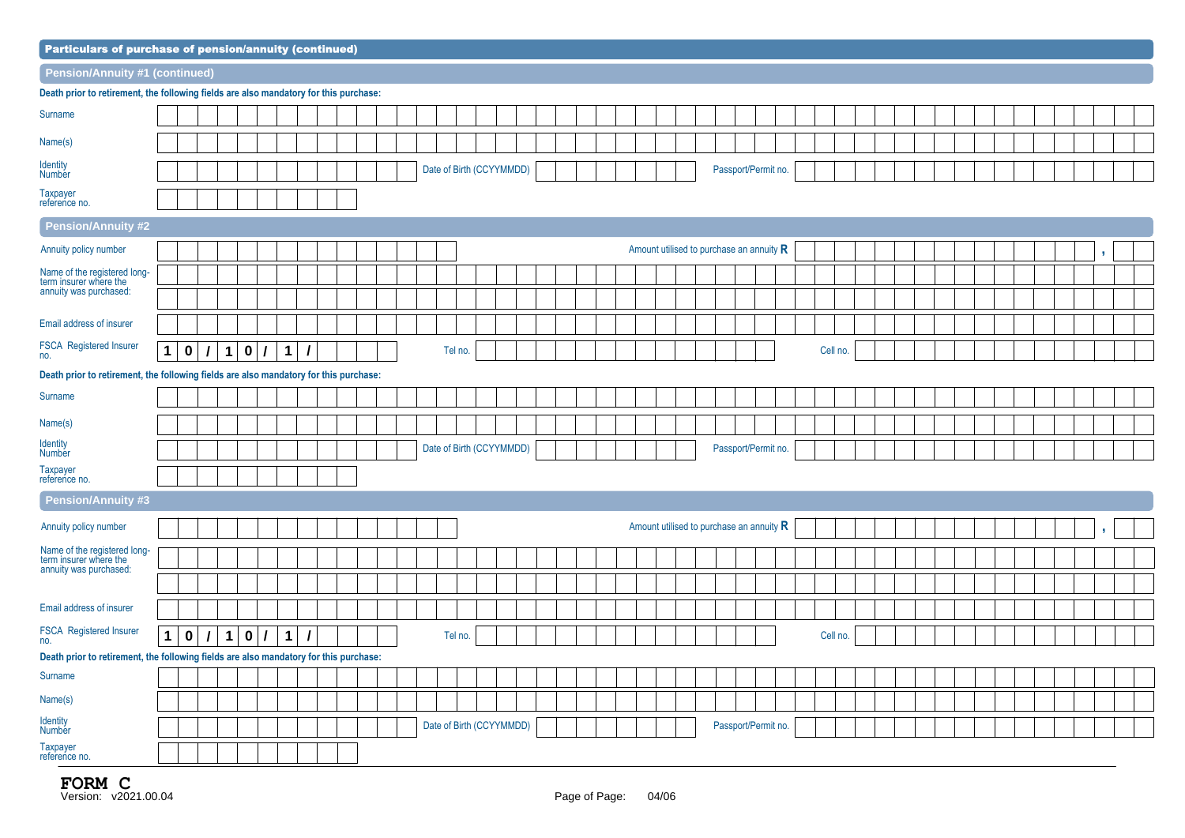## Particulars of purchase of pension/annuity (continued)

### Pension/Annuity #1 (continued)

**Death prior to retirement, the following fields are also mandatory for this purchase:**

| | |
|---|---|
| Surname | |
| Name(s) | |
| Identity Number | |
| Date of Birth (CCYYMMDD) | |
| Passport/Permit no. | |
| Taxpayer reference no. | |

### Pension/Annuity #2

| | |
|---|---|
| Annuity policy number | |
| Amount utilised to purchase an annuity **R** | , |
| Name of the registered long-term insurer where the annuity was purchased: | |
| Email address of insurer | |
| FSCA Registered Insurer no. | **1 0 / 1 0 / 1 /** |
| Tel no. | |
| Cell no. | |

**Death prior to retirement, the following fields are also mandatory for this purchase:**

| | |
|---|---|
| Surname | |
| Name(s) | |
| Identity Number | |
| Date of Birth (CCYYMMDD) | |
| Passport/Permit no. | |
| Taxpayer reference no. | |

### Pension/Annuity #3

| | |
|---|---|
| Annuity policy number | |
| Amount utilised to purchase an annuity **R** | , |
| Name of the registered long-term insurer where the annuity was purchased: | |
| Email address of insurer | |
| FSCA Registered Insurer no. | **1 0 / 1 0 / 1 /** |
| Tel no. | |
| Cell no. | |

**Death prior to retirement, the following fields are also mandatory for this purchase:**

| | |
|---|---|
| Surname | |
| Name(s) | |
| Identity Number | |
| Date of Birth (CCYYMMDD) | |
| Passport/Permit no. | |
| Taxpayer reference no. | |

**FORM C**
Version: v2021.00.04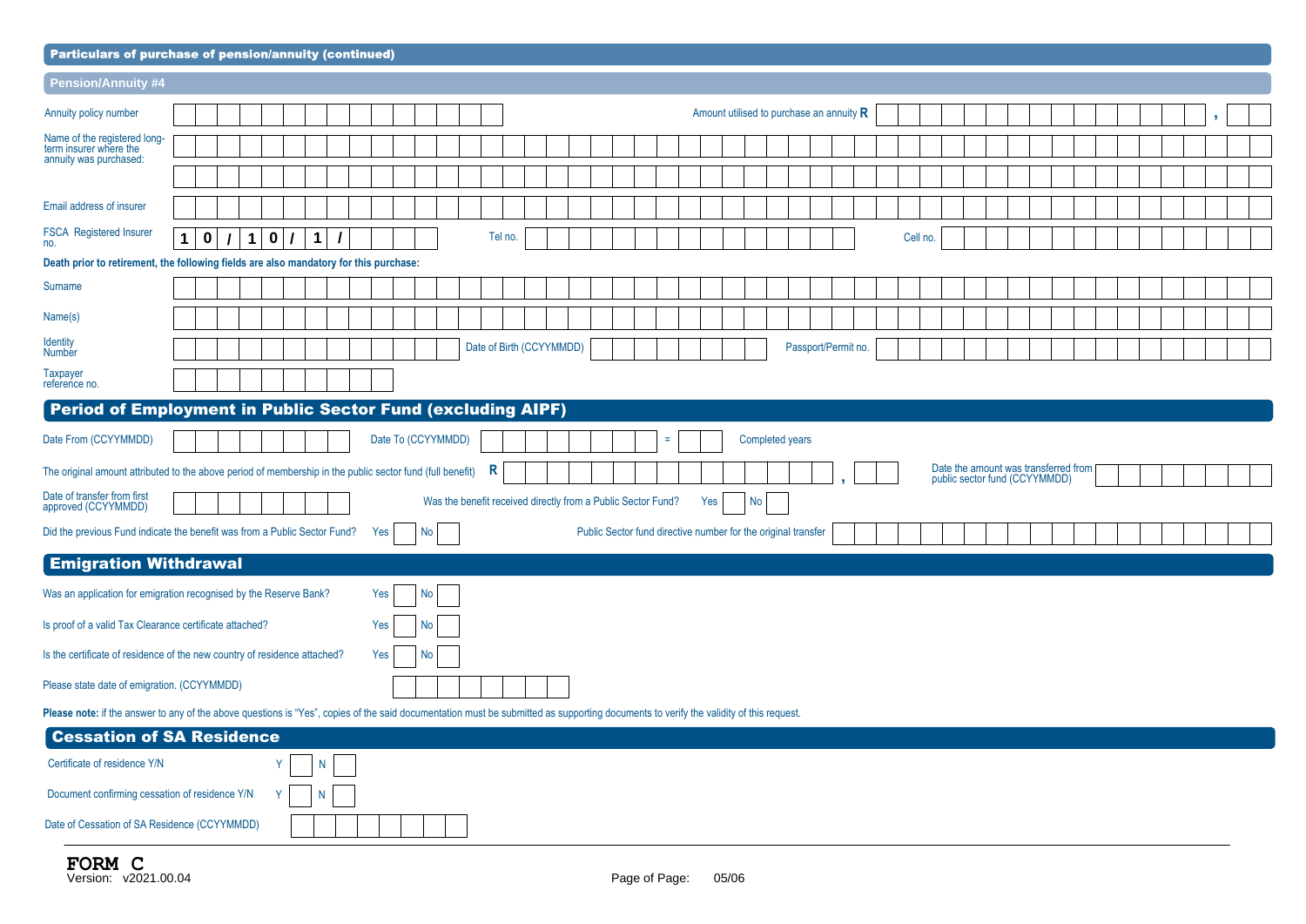## Particulars of purchase of pension/annuity (continued)

### Pension/Annuity #4

| | | | |
|---|---|---|---|
| Annuity policy number | | Amount utilised to purchase an annuity **R** | , |
| Name of the registered long-term insurer where the annuity was purchased: | | | |
| Email address of insurer | | | |
| FSCA Registered Insurer no. | 10/10/1/ | Tel no. | Cell no. |

**Death prior to retirement, the following fields are also mandatory for this purchase:**

| | | | |
|---|---|---|---|
| Surname | | | |
| Name(s) | | | |
| Identity Number | | Date of Birth (CCYYMMDD) | Passport/Permit no. |
| Taxpayer reference no. | | | |

## Period of Employment in Public Sector Fund (excluding AIPF)

Date From (CCYYMMDD) ______ Date To (CCYYMMDD) ______ = ____ Completed years

The original amount attributed to the above period of membership in the public sector fund (full benefit) **R** ______ , ____ Date the amount was transferred from public sector fund (CCYYMMDD) ______

Date of transfer from first approved (CCYYMMDD) ______ Was the benefit received directly from a Public Sector Fund? Yes ☐ No ☐

Did the previous Fund indicate the benefit was from a Public Sector Fund? Yes ☐ No ☐ Public Sector fund directive number for the original transfer ______

## Emigration Withdrawal

Was an application for emigration recognised by the Reserve Bank? Yes ☐ No ☐

Is proof of a valid Tax Clearance certificate attached? Yes ☐ No ☐

Is the certificate of residence of the new country of residence attached? Yes ☐ No ☐

Please state date of emigration. (CCYYMMDD) ______

**Please note:** if the answer to any of the above questions is "Yes", copies of the said documentation must be submitted as supporting documents to verify the validity of this request.

## Cessation of SA Residence

Certificate of residence Y/N Y ☐ N ☐

Document confirming cessation of residence Y/N Y ☐ N ☐

Date of Cessation of SA Residence (CCYYMMDD) ______

**FORM C**
Version: v2021.00.04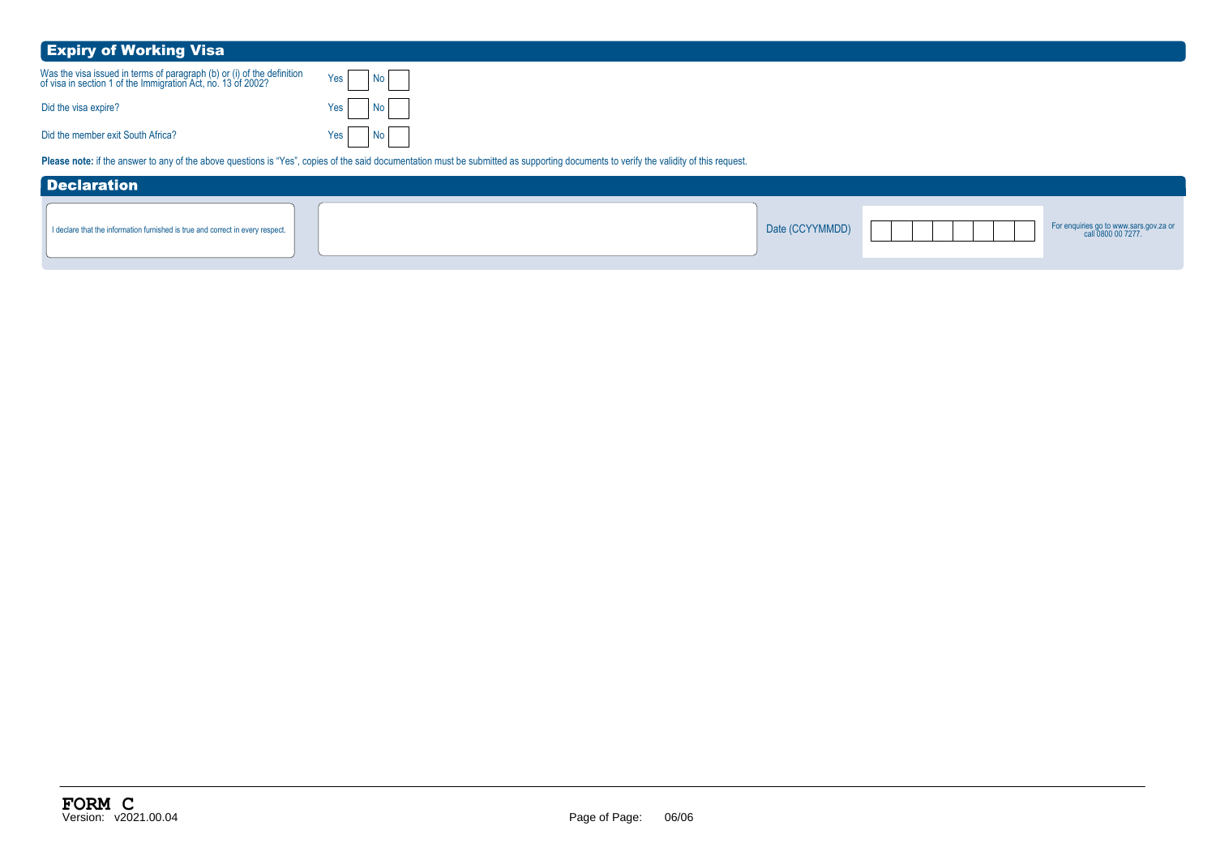## Expiry of Working Visa

Was the visa issued in terms of paragraph (b) or (i) of the definition of visa in section 1 of the Immigration Act, no. 13 of 2002? Yes ☐ No ☐

Did the visa expire? Yes ☐ No ☐

Did the member exit South Africa? Yes ☐ No ☐

**Please note:** if the answer to any of the above questions is "Yes", copies of the said documentation must be submitted as supporting documents to verify the validity of this request.

## Declaration

I declare that the information furnished is true and correct in every respect.

Date (CCYYMMDD)

For enquiries go to www.sars.gov.za or call 0800 00 7277.

**FORM C**
Version: v2021.00.04